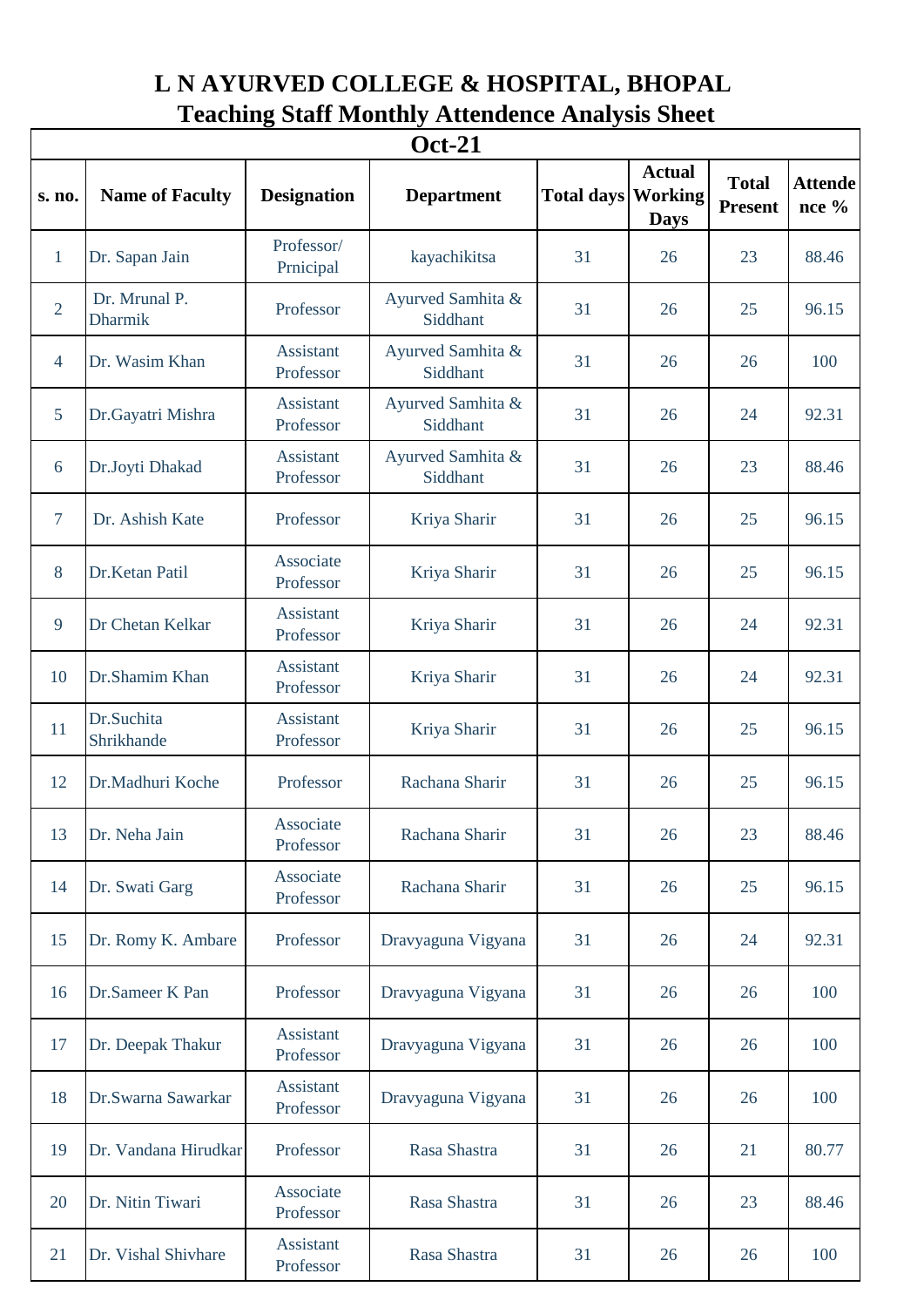# L N AYURVED COLLEGE & HOSPITAL, BHOPAL

## Teaching Staff Monthly Attendence Analysis Sheet

### Oct-21

| s. no. | Name of Faculty | Designation | Department | Total days | Actual Working Days | Total Present | Attendence % |
|---|---|---|---|---|---|---|---|
| 1 | Dr. Sapan Jain | Professor/ Prnicipal | kayachikitsa | 31 | 26 | 23 | 88.46 |
| 2 | Dr. Mrunal P. Dharmik | Professor | Ayurved Samhita & Siddhant | 31 | 26 | 25 | 96.15 |
| 4 | Dr. Wasim Khan | Assistant Professor | Ayurved Samhita & Siddhant | 31 | 26 | 26 | 100 |
| 5 | Dr.Gayatri Mishra | Assistant Professor | Ayurved Samhita & Siddhant | 31 | 26 | 24 | 92.31 |
| 6 | Dr.Joyti Dhakad | Assistant Professor | Ayurved Samhita & Siddhant | 31 | 26 | 23 | 88.46 |
| 7 | Dr. Ashish Kate | Professor | Kriya Sharir | 31 | 26 | 25 | 96.15 |
| 8 | Dr.Ketan Patil | Associate Professor | Kriya Sharir | 31 | 26 | 25 | 96.15 |
| 9 | Dr Chetan Kelkar | Assistant Professor | Kriya Sharir | 31 | 26 | 24 | 92.31 |
| 10 | Dr.Shamim Khan | Assistant Professor | Kriya Sharir | 31 | 26 | 24 | 92.31 |
| 11 | Dr.Suchita Shrikhande | Assistant Professor | Kriya Sharir | 31 | 26 | 25 | 96.15 |
| 12 | Dr.Madhuri Koche | Professor | Rachana Sharir | 31 | 26 | 25 | 96.15 |
| 13 | Dr. Neha Jain | Associate Professor | Rachana Sharir | 31 | 26 | 23 | 88.46 |
| 14 | Dr. Swati Garg | Associate Professor | Rachana Sharir | 31 | 26 | 25 | 96.15 |
| 15 | Dr. Romy K. Ambare | Professor | Dravyaguna Vigyana | 31 | 26 | 24 | 92.31 |
| 16 | Dr.Sameer K Pan | Professor | Dravyaguna Vigyana | 31 | 26 | 26 | 100 |
| 17 | Dr. Deepak Thakur | Assistant Professor | Dravyaguna Vigyana | 31 | 26 | 26 | 100 |
| 18 | Dr.Swarna Sawarkar | Assistant Professor | Dravyaguna Vigyana | 31 | 26 | 26 | 100 |
| 19 | Dr. Vandana Hirudkar | Professor | Rasa Shastra | 31 | 26 | 21 | 80.77 |
| 20 | Dr. Nitin Tiwari | Associate Professor | Rasa Shastra | 31 | 26 | 23 | 88.46 |
| 21 | Dr. Vishal Shivhare | Assistant Professor | Rasa Shastra | 31 | 26 | 26 | 100 |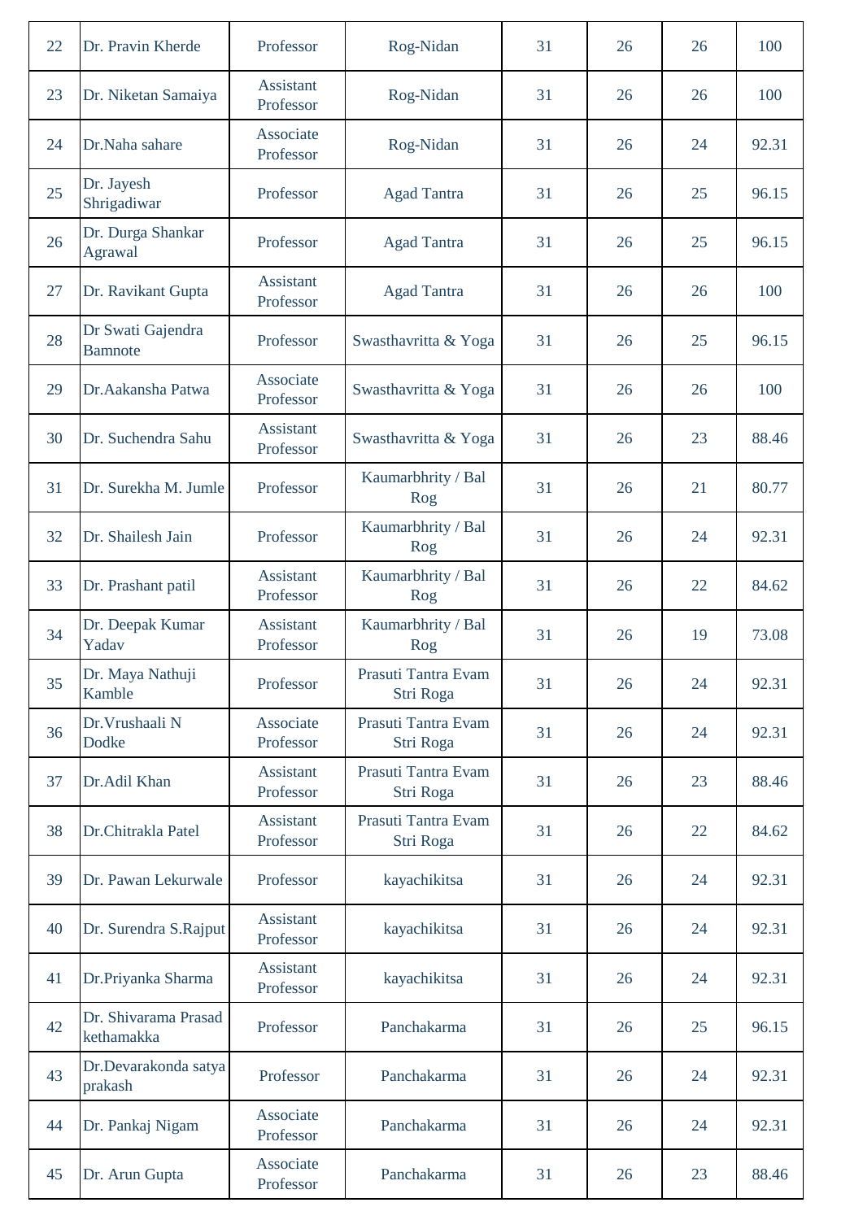| 22 | Dr. Pravin Kherde | Professor | Rog-Nidan | 31 | 26 | 26 | 100 |
|---|---|---|---|---|---|---|---|
| 23 | Dr. Niketan Samaiya | Assistant Professor | Rog-Nidan | 31 | 26 | 26 | 100 |
| 24 | Dr.Naha sahare | Associate Professor | Rog-Nidan | 31 | 26 | 24 | 92.31 |
| 25 | Dr. Jayesh Shrigadiwar | Professor | Agad Tantra | 31 | 26 | 25 | 96.15 |
| 26 | Dr. Durga Shankar Agrawal | Professor | Agad Tantra | 31 | 26 | 25 | 96.15 |
| 27 | Dr. Ravikant Gupta | Assistant Professor | Agad Tantra | 31 | 26 | 26 | 100 |
| 28 | Dr Swati Gajendra Bamnote | Professor | Swasthavritta & Yoga | 31 | 26 | 25 | 96.15 |
| 29 | Dr.Aakansha Patwa | Associate Professor | Swasthavritta & Yoga | 31 | 26 | 26 | 100 |
| 30 | Dr. Suchendra Sahu | Assistant Professor | Swasthavritta & Yoga | 31 | 26 | 23 | 88.46 |
| 31 | Dr. Surekha M. Jumle | Professor | Kaumarbhrity / Bal Rog | 31 | 26 | 21 | 80.77 |
| 32 | Dr. Shailesh Jain | Professor | Kaumarbhrity / Bal Rog | 31 | 26 | 24 | 92.31 |
| 33 | Dr. Prashant patil | Assistant Professor | Kaumarbhrity / Bal Rog | 31 | 26 | 22 | 84.62 |
| 34 | Dr. Deepak Kumar Yadav | Assistant Professor | Kaumarbhrity / Bal Rog | 31 | 26 | 19 | 73.08 |
| 35 | Dr. Maya Nathuji Kamble | Professor | Prasuti Tantra Evam Stri Roga | 31 | 26 | 24 | 92.31 |
| 36 | Dr.Vrushaali N Dodke | Associate Professor | Prasuti Tantra Evam Stri Roga | 31 | 26 | 24 | 92.31 |
| 37 | Dr.Adil Khan | Assistant Professor | Prasuti Tantra Evam Stri Roga | 31 | 26 | 23 | 88.46 |
| 38 | Dr.Chitrakla Patel | Assistant Professor | Prasuti Tantra Evam Stri Roga | 31 | 26 | 22 | 84.62 |
| 39 | Dr. Pawan Lekurwale | Professor | kayachikitsa | 31 | 26 | 24 | 92.31 |
| 40 | Dr. Surendra S.Rajput | Assistant Professor | kayachikitsa | 31 | 26 | 24 | 92.31 |
| 41 | Dr.Priyanka Sharma | Assistant Professor | kayachikitsa | 31 | 26 | 24 | 92.31 |
| 42 | Dr. Shivarama Prasad kethamakka | Professor | Panchakarma | 31 | 26 | 25 | 96.15 |
| 43 | Dr.Devarakonda satya prakash | Professor | Panchakarma | 31 | 26 | 24 | 92.31 |
| 44 | Dr. Pankaj Nigam | Associate Professor | Panchakarma | 31 | 26 | 24 | 92.31 |
| 45 | Dr. Arun Gupta | Associate Professor | Panchakarma | 31 | 26 | 23 | 88.46 |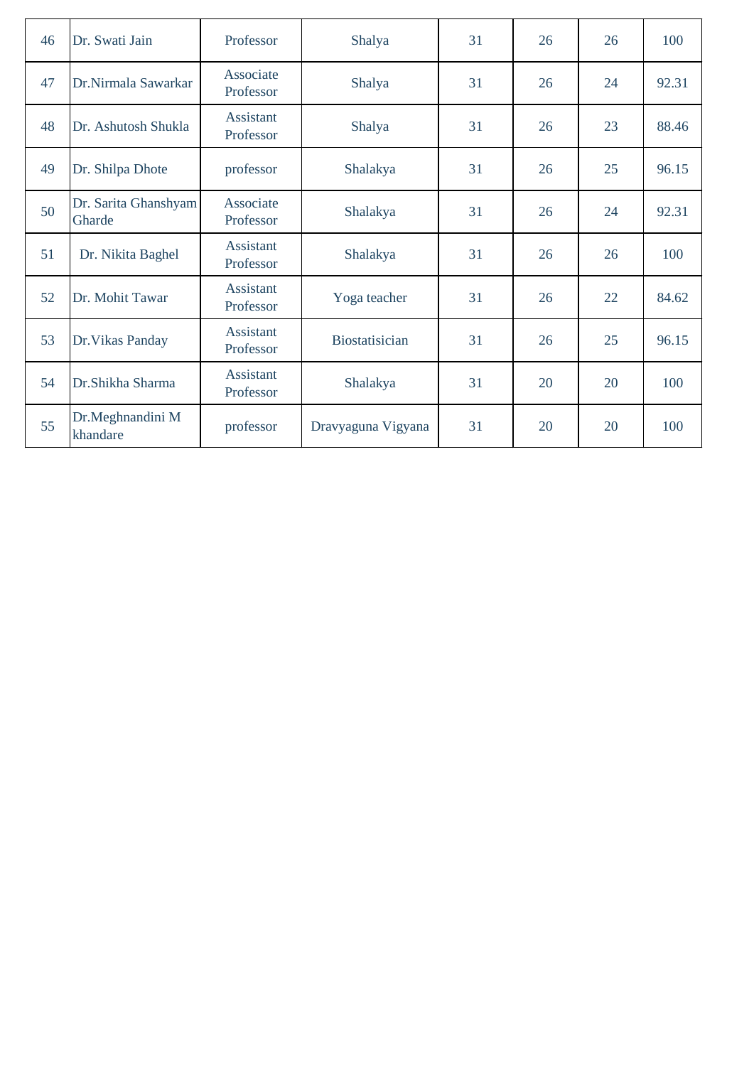| 46 | Dr. Swati Jain | Professor | Shalya | 31 | 26 | 26 | 100 |
|---|---|---|---|---|---|---|---|
| 47 | Dr.Nirmala Sawarkar | Associate Professor | Shalya | 31 | 26 | 24 | 92.31 |
| 48 | Dr. Ashutosh Shukla | Assistant Professor | Shalya | 31 | 26 | 23 | 88.46 |
| 49 | Dr. Shilpa Dhote | professor | Shalakya | 31 | 26 | 25 | 96.15 |
| 50 | Dr. Sarita Ghanshyam Gharde | Associate Professor | Shalakya | 31 | 26 | 24 | 92.31 |
| 51 | Dr. Nikita Baghel | Assistant Professor | Shalakya | 31 | 26 | 26 | 100 |
| 52 | Dr. Mohit Tawar | Assistant Professor | Yoga teacher | 31 | 26 | 22 | 84.62 |
| 53 | Dr.Vikas Panday | Assistant Professor | Biostatisician | 31 | 26 | 25 | 96.15 |
| 54 | Dr.Shikha Sharma | Assistant Professor | Shalakya | 31 | 20 | 20 | 100 |
| 55 | Dr.Meghnandini M khandare | professor | Dravyaguna Vigyana | 31 | 20 | 20 | 100 |